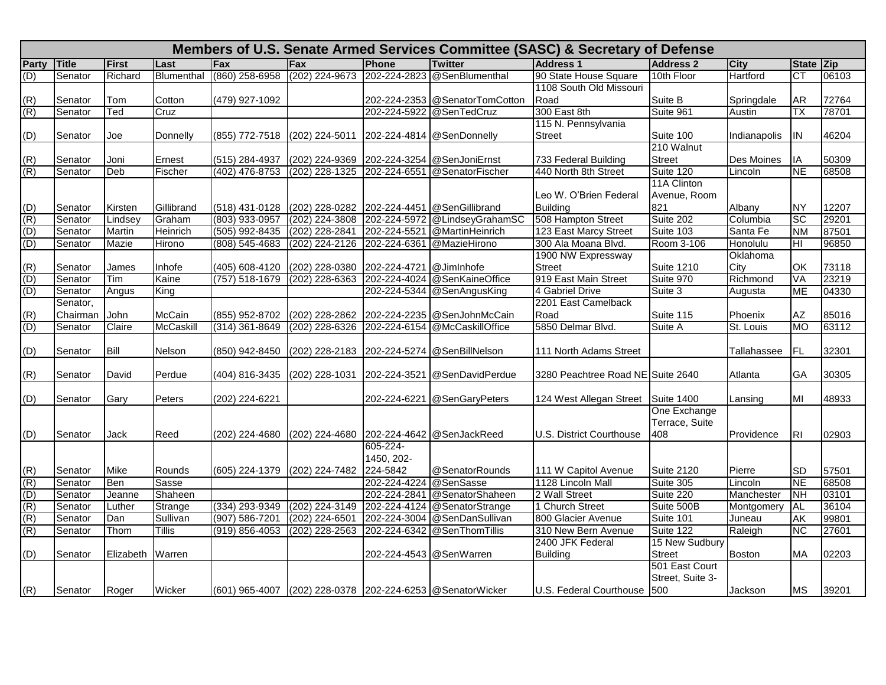# Members of U.S. Senate Armed Services Committee (SASC) & Secretary of Defense

| Party | Title | First | Last | Fax | Fax | Phone | Twitter | Address 1 | Address 2 | City | State | Zip |
|---|---|---|---|---|---|---|---|---|---|---|---|---|
| (D) | Senator | Richard | Blumenthal | (860) 258-6958 | (202) 224-9673 | 202-224-2823 | @SenBlumenthal | 90 State House Square | 10th Floor | Hartford | CT | 06103 |
| (R) | Senator | Tom | Cotton | (479) 927-1092 | | 202-224-2353 | @SenatorTomCotton | 1108 South Old Missouri Road | Suite B | Springdale | AR | 72764 |
| (R) | Senator | Ted | Cruz | | | 202-224-5922 | @SenTedCruz | 300 East 8th | Suite 961 | Austin | TX | 78701 |
| (D) | Senator | Joe | Donnelly | (855) 772-7518 | (202) 224-5011 | 202-224-4814 | @SenDonnelly | 115 N. Pennsylvania Street | Suite 100 | Indianapolis | IN | 46204 |
| (R) | Senator | Joni | Ernest | (515) 284-4937 | (202) 224-9369 | 202-224-3254 | @SenJoniErnst | 733 Federal Building | 210 Walnut Street | Des Moines | IA | 50309 |
| (R) | Senator | Deb | Fischer | (402) 476-8753 | (202) 228-1325 | 202-224-6551 | @SenatorFischer | 440 North 8th Street | Suite 120 | Lincoln | NE | 68508 |
| (D) | Senator | Kirsten | Gillibrand | (518) 431-0128 | (202) 228-0282 | 202-224-4451 | @SenGillibrand | Leo W. O'Brien Federal Building | 11A Clinton Avenue, Room 821 | Albany | NY | 12207 |
| (R) | Senator | Lindsey | Graham | (803) 933-0957 | (202) 224-3808 | 202-224-5972 | @LindseyGrahamSC | 508 Hampton Street | Suite 202 | Columbia | SC | 29201 |
| (D) | Senator | Martin | Heinrich | (505) 992-8435 | (202) 228-2841 | 202-224-5521 | @MartinHeinrich | 123 East Marcy Street | Suite 103 | Santa Fe | NM | 87501 |
| (D) | Senator | Mazie | Hirono | (808) 545-4683 | (202) 224-2126 | 202-224-6361 | @MazieHirono | 300 Ala Moana Blvd. | Room 3-106 | Honolulu | HI | 96850 |
| (R) | Senator | James | Inhofe | (405) 608-4120 | (202) 228-0380 | 202-224-4721 | @JimInhofe | 1900 NW Expressway Street | Suite 1210 | Oklahoma City | OK | 73118 |
| (D) | Senator | Tim | Kaine | (757) 518-1679 | (202) 228-6363 | 202-224-4024 | @SenKaineOffice | 919 East Main Street | Suite 970 | Richmond | VA | 23219 |
| (D) | Senator | Angus | King | | | 202-224-5344 | @SenAngusKing | 4 Gabriel Drive | Suite 3 | Augusta | ME | 04330 |
| (R) | Senator, Chairman | John | McCain | (855) 952-8702 | (202) 228-2862 | 202-224-2235 | @SenJohnMcCain | 2201 East Camelback Road | Suite 115 | Phoenix | AZ | 85016 |
| (D) | Senator | Claire | McCaskill | (314) 361-8649 | (202) 228-6326 | 202-224-6154 | @McCaskillOffice | 5850 Delmar Blvd. | Suite A | St. Louis | MO | 63112 |
| (D) | Senator | Bill | Nelson | (850) 942-8450 | (202) 228-2183 | 202-224-5274 | @SenBillNelson | 111 North Adams Street | | Tallahassee | FL | 32301 |
| (R) | Senator | David | Perdue | (404) 816-3435 | (202) 228-1031 | 202-224-3521 | @SenDavidPerdue | 3280 Peachtree Road NE | Suite 2640 | Atlanta | GA | 30305 |
| (D) | Senator | Gary | Peters | (202) 224-6221 | | 202-224-6221 | @SenGaryPeters | 124 West Allegan Street | Suite 1400 | Lansing | MI | 48933 |
| (D) | Senator | Jack | Reed | (202) 224-4680 | (202) 224-4680 | 202-224-4642 | @SenJackReed | U.S. District Courthouse | One Exchange Terrace, Suite 408 | Providence | RI | 02903 |
| (R) | Senator | Mike | Rounds | (605) 224-1379 | (202) 224-7482 | 605-224-1450, 202-224-5842 | @SenatorRounds | 111 W Capitol Avenue | Suite 2120 | Pierre | SD | 57501 |
| (R) | Senator | Ben | Sasse | | | 202-224-4224 | @SenSasse | 1128 Lincoln Mall | Suite 305 | Lincoln | NE | 68508 |
| (D) | Senator | Jeanne | Shaheen | | | 202-224-2841 | @SenatorShaheen | 2 Wall Street | Suite 220 | Manchester | NH | 03101 |
| (R) | Senator | Luther | Strange | (334) 293-9349 | (202) 224-3149 | 202-224-4124 | @SenatorStrange | 1 Church Street | Suite 500B | Montgomery | AL | 36104 |
| (R) | Senator | Dan | Sullivan | (907) 586-7201 | (202) 224-6501 | 202-224-3004 | @SenDanSullivan | 800 Glacier Avenue | Suite 101 | Juneau | AK | 99801 |
| (R) | Senator | Thom | Tillis | (919) 856-4053 | (202) 228-2563 | 202-224-6342 | @SenThomTillis | 310 New Bern Avenue | Suite 122 | Raleigh | NC | 27601 |
| (D) | Senator | Elizabeth | Warren | | | 202-224-4543 | @SenWarren | 2400 JFK Federal Building | 15 New Sudbury Street | Boston | MA | 02203 |
| (R) | Senator | Roger | Wicker | (601) 965-4007 | (202) 228-0378 | 202-224-6253 | @SenatorWicker | U.S. Federal Courthouse | 501 East Court Street, Suite 3-500 | Jackson | MS | 39201 |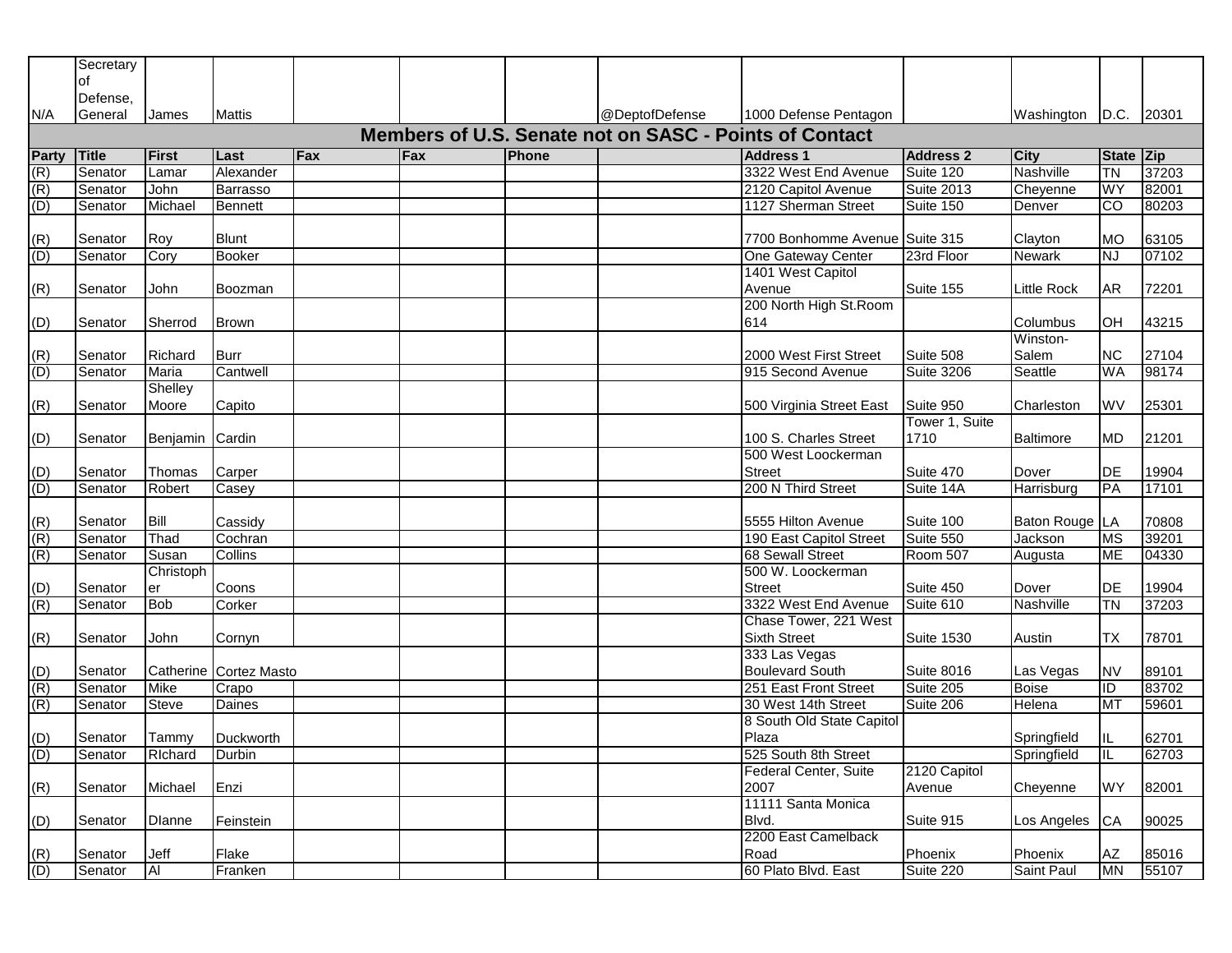| N/A | Secretary of Defense, General | James | Mattis | | | | @DeptofDefense | 1000 Defense Pentagon | | Washington | D.C. | 20301 |
|---|---|---|---|---|---|---|---|---|---|---|---|---|

## Members of U.S. Senate not on SASC - Points of Contact

| Party | Title | First | Last | Fax | Fax | Phone | | Address 1 | Address 2 | City | State | Zip |
|---|---|---|---|---|---|---|---|---|---|---|---|---|
| (R) | Senator | Lamar | Alexander | | | | | 3322 West End Avenue | Suite 120 | Nashville | TN | 37203 |
| (R) | Senator | John | Barrasso | | | | | 2120 Capitol Avenue | Suite 2013 | Cheyenne | WY | 82001 |
| (D) | Senator | Michael | Bennett | | | | | 1127 Sherman Street | Suite 150 | Denver | CO | 80203 |
| (R) | Senator | Roy | Blunt | | | | | 7700 Bonhomme Avenue | Suite 315 | Clayton | MO | 63105 |
| (D) | Senator | Cory | Booker | | | | | One Gateway Center | 23rd Floor | Newark | NJ | 07102 |
| (R) | Senator | John | Boozman | | | | | 1401 West Capitol Avenue | Suite 155 | Little Rock | AR | 72201 |
| (D) | Senator | Sherrod | Brown | | | | | 200 North High St.Room 614 | | Columbus | OH | 43215 |
| (R) | Senator | Richard | Burr | | | | | 2000 West First Street | Suite 508 | Winston-Salem | NC | 27104 |
| (D) | Senator | Maria | Cantwell | | | | | 915 Second Avenue | Suite 3206 | Seattle | WA | 98174 |
| (R) | Senator | Shelley Moore | Capito | | | | | 500 Virginia Street East | Suite 950 | Charleston | WV | 25301 |
| (D) | Senator | Benjamin | Cardin | | | | | 100 S. Charles Street | Tower 1, Suite 1710 | Baltimore | MD | 21201 |
| (D) | Senator | Thomas | Carper | | | | | 500 West Loockerman Street | Suite 470 | Dover | DE | 19904 |
| (D) | Senator | Robert | Casey | | | | | 200 N Third Street | Suite 14A | Harrisburg | PA | 17101 |
| (R) | Senator | Bill | Cassidy | | | | | 5555 Hilton Avenue | Suite 100 | Baton Rouge | LA | 70808 |
| (R) | Senator | Thad | Cochran | | | | | 190 East Capitol Street | Suite 550 | Jackson | MS | 39201 |
| (R) | Senator | Susan | Collins | | | | | 68 Sewall Street | Room 507 | Augusta | ME | 04330 |
| (D) | Senator | Christopher | Coons | | | | | 500 W. Loockerman Street | Suite 450 | Dover | DE | 19904 |
| (R) | Senator | Bob | Corker | | | | | 3322 West End Avenue | Suite 610 | Nashville | TN | 37203 |
| (R) | Senator | John | Cornyn | | | | | Chase Tower, 221 West Sixth Street | Suite 1530 | Austin | TX | 78701 |
| (D) | Senator | Catherine | Cortez Masto | | | | | 333 Las Vegas Boulevard South | Suite 8016 | Las Vegas | NV | 89101 |
| (R) | Senator | Mike | Crapo | | | | | 251 East Front Street | Suite 205 | Boise | ID | 83702 |
| (R) | Senator | Steve | Daines | | | | | 30 West 14th Street | Suite 206 | Helena | MT | 59601 |
| (D) | Senator | Tammy | Duckworth | | | | | 8 South Old State Capitol Plaza | | Springfield | IL | 62701 |
| (D) | Senator | RIchard | Durbin | | | | | 525 South 8th Street | | Springfield | IL | 62703 |
| (R) | Senator | Michael | Enzi | | | | | Federal Center, Suite 2007 | 2120 Capitol Avenue | Cheyenne | WY | 82001 |
| (D) | Senator | DIanne | Feinstein | | | | | 11111 Santa Monica Blvd. | Suite 915 | Los Angeles | CA | 90025 |
| (R) | Senator | Jeff | Flake | | | | | 2200 East Camelback Road | Phoenix | Phoenix | AZ | 85016 |
| (D) | Senator | Al | Franken | | | | | 60 Plato Blvd. East | Suite 220 | Saint Paul | MN | 55107 |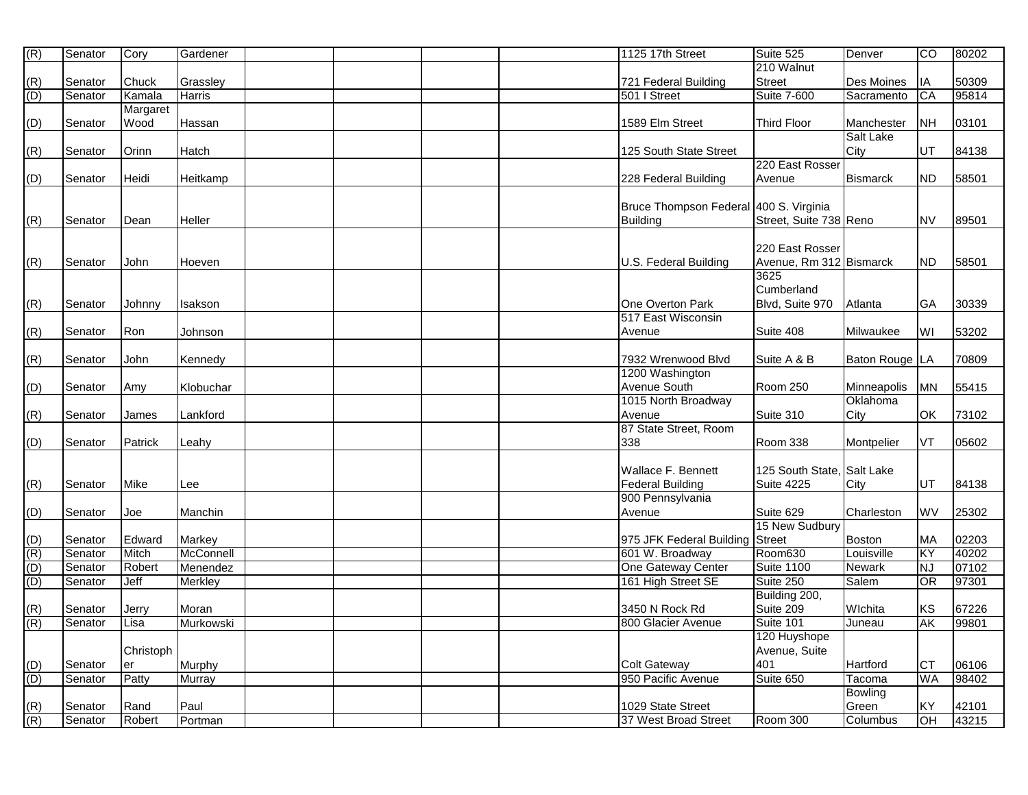| (R) | Senator | Cory | Gardener | | | | | 1125 17th Street | Suite 525 | Denver | CO | 80202 |
|---|---|---|---|---|---|---|---|---|---|---|---|---|
| (R) | Senator | Chuck | Grassley | | | | | 721 Federal Building | 210 Walnut Street | Des Moines | IA | 50309 |
| (D) | Senator | Kamala | Harris | | | | | 501 I Street | Suite 7-600 | Sacramento | CA | 95814 |
| (D) | Senator | Margaret Wood | Hassan | | | | | 1589 Elm Street | Third Floor | Manchester | NH | 03101 |
| (R) | Senator | Orinn | Hatch | | | | | 125 South State Street | | Salt Lake City | UT | 84138 |
| (D) | Senator | Heidi | Heitkamp | | | | | 228 Federal Building | 220 East Rosser Avenue | Bismarck | ND | 58501 |
| (R) | Senator | Dean | Heller | | | | | Bruce Thompson Federal Building | 400 S. Virginia Street, Suite 738 | Reno | NV | 89501 |
| (R) | Senator | John | Hoeven | | | | | U.S. Federal Building | 220 East Rosser Avenue, Rm 312 | Bismarck | ND | 58501 |
| (R) | Senator | Johnny | Isakson | | | | | One Overton Park | 3625 Cumberland Blvd, Suite 970 | Atlanta | GA | 30339 |
| (R) | Senator | Ron | Johnson | | | | | 517 East Wisconsin Avenue | Suite 408 | Milwaukee | WI | 53202 |
| (R) | Senator | John | Kennedy | | | | | 7932 Wrenwood Blvd | Suite A & B | Baton Rouge | LA | 70809 |
| (D) | Senator | Amy | Klobuchar | | | | | 1200 Washington Avenue South | Room 250 | Minneapolis | MN | 55415 |
| (R) | Senator | James | Lankford | | | | | 1015 North Broadway Avenue | Suite 310 | Oklahoma City | OK | 73102 |
| (D) | Senator | Patrick | Leahy | | | | | 87 State Street, Room 338 | Room 338 | Montpelier | VT | 05602 |
| (R) | Senator | Mike | Lee | | | | | Wallace F. Bennett Federal Building | 125 South State, Suite 4225 | Salt Lake City | UT | 84138 |
| (D) | Senator | Joe | Manchin | | | | | 900 Pennsylvania Avenue | Suite 629 | Charleston | WV | 25302 |
| (D) | Senator | Edward | Markey | | | | | 975 JFK Federal Building | 15 New Sudbury Street | Boston | MA | 02203 |
| (R) | Senator | Mitch | McConnell | | | | | 601 W. Broadway | Room630 | Louisville | KY | 40202 |
| (D) | Senator | Robert | Menendez | | | | | One Gateway Center | Suite 1100 | Newark | NJ | 07102 |
| (D) | Senator | Jeff | Merkley | | | | | 161 High Street SE | Suite 250 | Salem | OR | 97301 |
| (R) | Senator | Jerry | Moran | | | | | 3450 N Rock Rd | Building 200, Suite 209 | WIchita | KS | 67226 |
| (R) | Senator | Lisa | Murkowski | | | | | 800 Glacier Avenue | Suite 101 | Juneau | AK | 99801 |
| (D) | Senator | Christopher | Murphy | | | | | Colt Gateway | 120 Huyshope Avenue, Suite 401 | Hartford | CT | 06106 |
| (D) | Senator | Patty | Murray | | | | | 950 Pacific Avenue | Suite 650 | Tacoma | WA | 98402 |
| (R) | Senator | Rand | Paul | | | | | 1029 State Street | | Bowling Green | KY | 42101 |
| (R) | Senator | Robert | Portman | | | | | 37 West Broad Street | Room 300 | Columbus | OH | 43215 |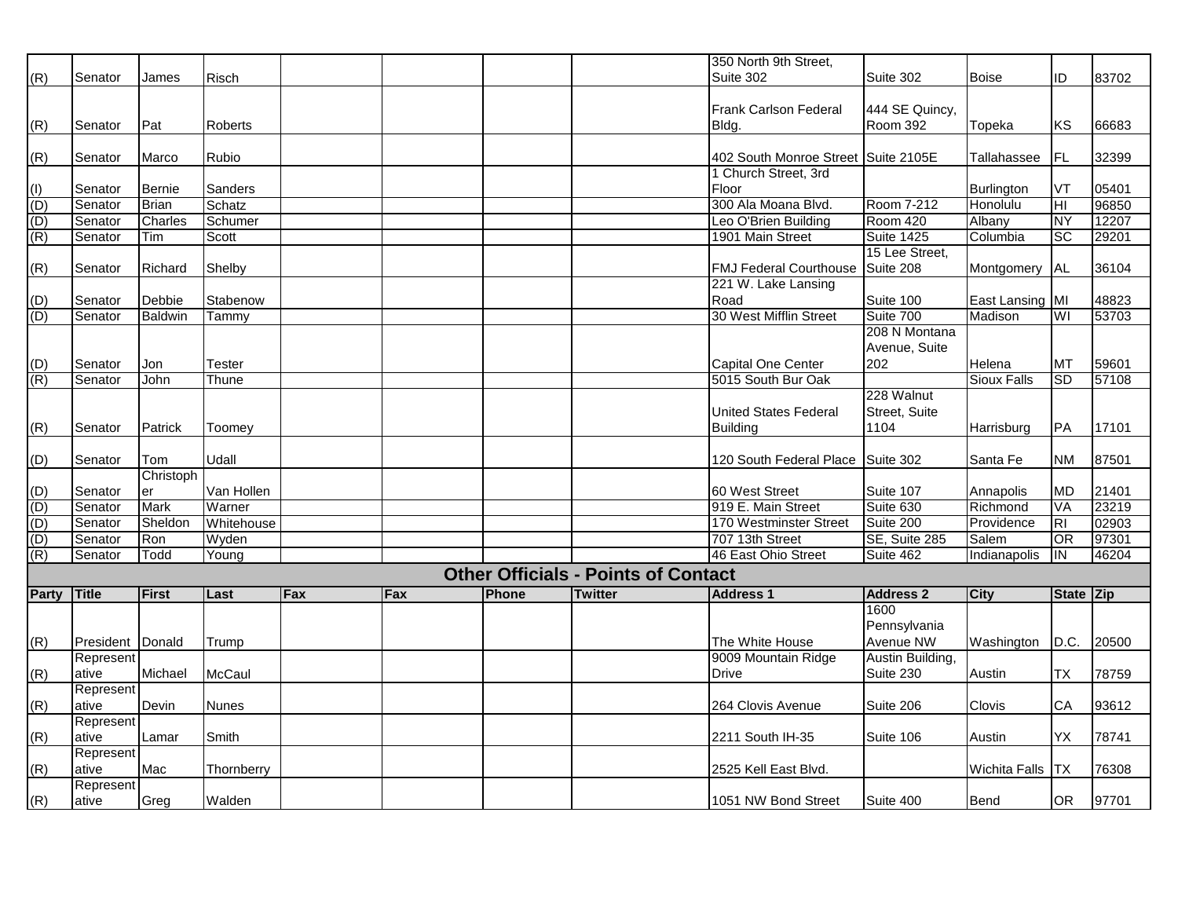| | | | | | | | | | | | | |
|---|---|---|---|---|---|---|---|---|---|---|---|---|
| (R) | Senator | James | Risch | | | | | 350 North 9th Street, Suite 302 | Suite 302 | Boise | ID | 83702 |
| (R) | Senator | Pat | Roberts | | | | | Frank Carlson Federal Bldg. | 444 SE Quincy, Room 392 | Topeka | KS | 66683 |
| (R) | Senator | Marco | Rubio | | | | | 402 South Monroe Street | Suite 2105E | Tallahassee | FL | 32399 |
| (I) | Senator | Bernie | Sanders | | | | | 1 Church Street, 3rd Floor | | Burlington | VT | 05401 |
| (D) | Senator | Brian | Schatz | | | | | 300 Ala Moana Blvd. | Room 7-212 | Honolulu | HI | 96850 |
| (D) | Senator | Charles | Schumer | | | | | Leo O'Brien Building | Room 420 | Albany | NY | 12207 |
| (R) | Senator | Tim | Scott | | | | | 1901 Main Street | Suite 1425 | Columbia | SC | 29201 |
| (R) | Senator | Richard | Shelby | | | | | FMJ Federal Courthouse | 15 Lee Street, Suite 208 | Montgomery | AL | 36104 |
| (D) | Senator | Debbie | Stabenow | | | | | 221 W. Lake Lansing Road | Suite 100 | East Lansing | MI | 48823 |
| (D) | Senator | Baldwin | Tammy | | | | | 30 West Mifflin Street | Suite 700 | Madison | WI | 53703 |
| (D) | Senator | Jon | Tester | | | | | Capital One Center | 208 N Montana Avenue, Suite 202 | Helena | MT | 59601 |
| (R) | Senator | John | Thune | | | | | 5015 South Bur Oak | | Sioux Falls | SD | 57108 |
| (R) | Senator | Patrick | Toomey | | | | | United States Federal Building | 228 Walnut Street, Suite 1104 | Harrisburg | PA | 17101 |
| (D) | Senator | Tom | Udall | | | | | 120 South Federal Place | Suite 302 | Santa Fe | NM | 87501 |
| (D) | Senator | Christopher | Van Hollen | | | | | 60 West Street | Suite 107 | Annapolis | MD | 21401 |
| (D) | Senator | Mark | Warner | | | | | 919 E. Main Street | Suite 630 | Richmond | VA | 23219 |
| (D) | Senator | Sheldon | Whitehouse | | | | | 170 Westminster Street | Suite 200 | Providence | RI | 02903 |
| (D) | Senator | Ron | Wyden | | | | | 707 13th Street | SE, Suite 285 | Salem | OR | 97301 |
| (R) | Senator | Todd | Young | | | | | 46 East Ohio Street | Suite 462 | Indianapolis | IN | 46204 |

## Other Officials - Points of Contact

| Party | Title | First | Last | Fax | Fax | Phone | Twitter | Address 1 | Address 2 | City | State | Zip |
|---|---|---|---|---|---|---|---|---|---|---|---|---|
| (R) | President | Donald | Trump | | | | | The White House | 1600 Pennsylvania Avenue NW | Washington | D.C. | 20500 |
| (R) | Representative | Michael | McCaul | | | | | 9009 Mountain Ridge Drive | Austin Building, Suite 230 | Austin | TX | 78759 |
| (R) | Representative | Devin | Nunes | | | | | 264 Clovis Avenue | Suite 206 | Clovis | CA | 93612 |
| (R) | Representative | Lamar | Smith | | | | | 2211 South IH-35 | Suite 106 | Austin | YX | 78741 |
| (R) | Representative | Mac | Thornberry | | | | | 2525 Kell East Blvd. | | Wichita Falls | TX | 76308 |
| (R) | Representative | Greg | Walden | | | | | 1051 NW Bond Street | Suite 400 | Bend | OR | 97701 |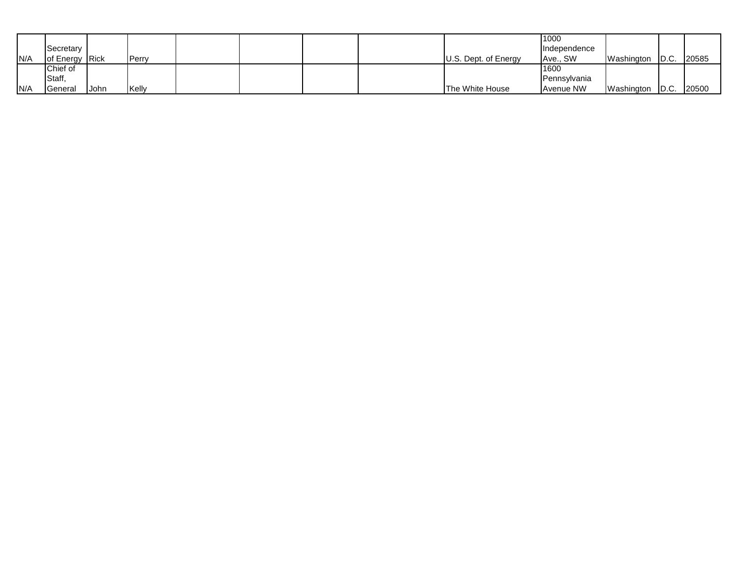| | | | | | | | | | | | | |
|---|---|---|---|---|---|---|---|---|---|---|---|---|
| N/A | Secretary of Energy | Rick | Perry | | | | | U.S. Dept. of Energy | 1000 Independence Ave., SW | Washington | D.C. | 20585 |
| N/A | Chief of Staff, General | John | Kelly | | | | | The White House | 1600 Pennsylvania Avenue NW | Washington | D.C. | 20500 |